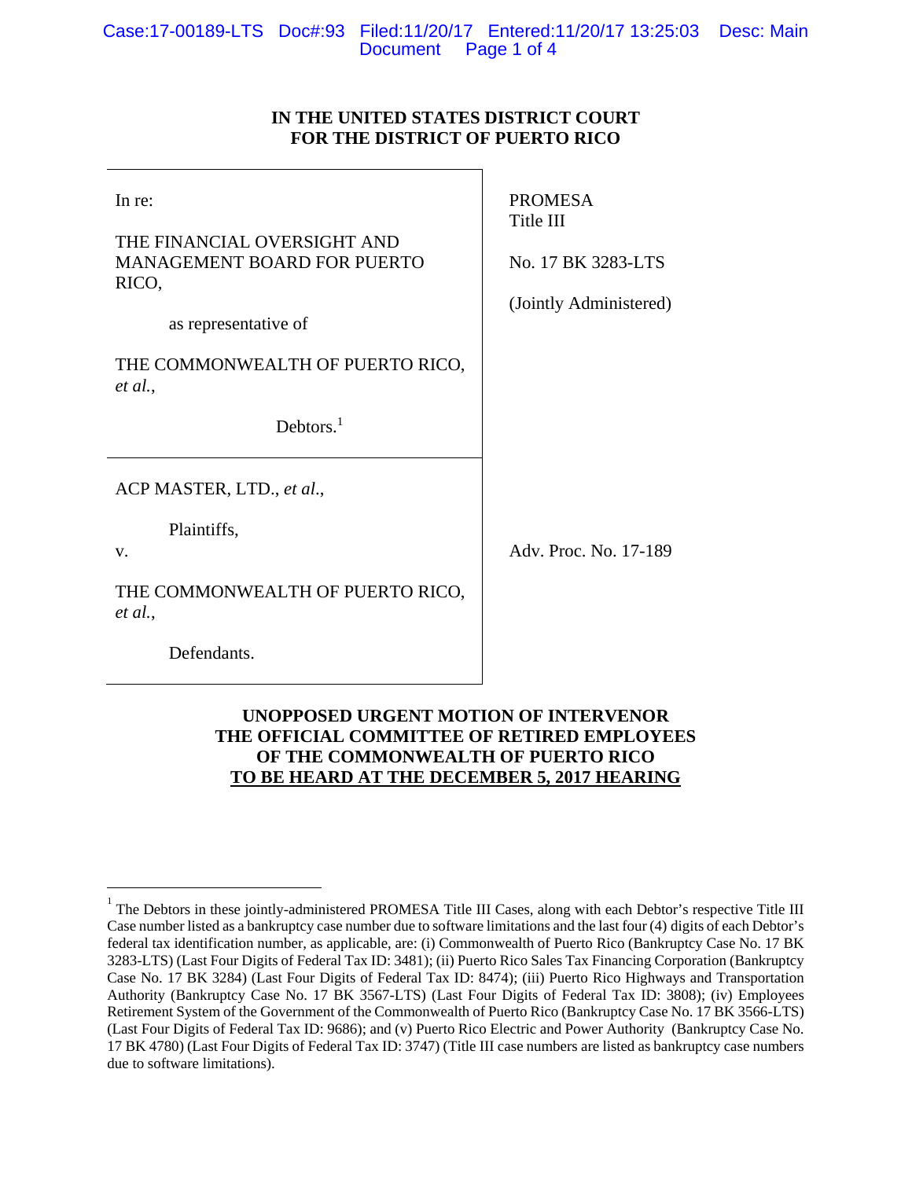**IN THE UNITED STATES DISTRICT COURT**
**FOR THE DISTRICT OF PUERTO RICO**

| | |
|---|---|
| In re:<br><br>THE FINANCIAL OVERSIGHT AND MANAGEMENT BOARD FOR PUERTO RICO,<br><br>as representative of<br><br>THE COMMONWEALTH OF PUERTO RICO, *et al.*,<br><br>Debtors.[1] | PROMESA<br>Title III<br><br>No. 17 BK 3283-LTS<br><br>(Jointly Administered) |
| ACP MASTER, LTD., *et al*.,<br><br>Plaintiffs,<br><br>v.<br><br>THE COMMONWEALTH OF PUERTO RICO, *et al.*,<br><br>Defendants. | Adv. Proc. No. 17-189 |

**UNOPPOSED URGENT MOTION OF INTERVENOR**
**THE OFFICIAL COMMITTEE OF RETIRED EMPLOYEES**
**OF THE COMMONWEALTH OF PUERTO RICO**
**<u>TO BE HEARD AT THE DECEMBER 5, 2017 HEARING</u>**

---

[1] The Debtors in these jointly-administered PROMESA Title III Cases, along with each Debtor's respective Title III Case number listed as a bankruptcy case number due to software limitations and the last four (4) digits of each Debtor's federal tax identification number, as applicable, are: (i) Commonwealth of Puerto Rico (Bankruptcy Case No. 17 BK 3283-LTS) (Last Four Digits of Federal Tax ID: 3481); (ii) Puerto Rico Sales Tax Financing Corporation (Bankruptcy Case No. 17 BK 3284) (Last Four Digits of Federal Tax ID: 8474); (iii) Puerto Rico Highways and Transportation Authority (Bankruptcy Case No. 17 BK 3567-LTS) (Last Four Digits of Federal Tax ID: 3808); (iv) Employees Retirement System of the Government of the Commonwealth of Puerto Rico (Bankruptcy Case No. 17 BK 3566-LTS) (Last Four Digits of Federal Tax ID: 9686); and (v) Puerto Rico Electric and Power Authority (Bankruptcy Case No. 17 BK 4780) (Last Four Digits of Federal Tax ID: 3747) (Title III case numbers are listed as bankruptcy case numbers due to software limitations).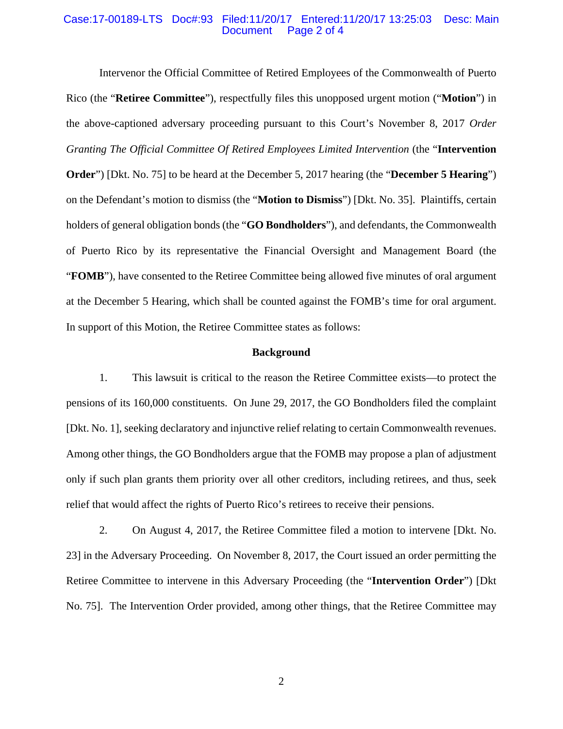Intervenor the Official Committee of Retired Employees of the Commonwealth of Puerto Rico (the "**Retiree Committee**"), respectfully files this unopposed urgent motion ("**Motion**") in the above-captioned adversary proceeding pursuant to this Court's November 8, 2017 *Order Granting The Official Committee Of Retired Employees Limited Intervention* (the "**Intervention Order**") [Dkt. No. 75] to be heard at the December 5, 2017 hearing (the "**December 5 Hearing**") on the Defendant's motion to dismiss (the "**Motion to Dismiss**") [Dkt. No. 35]. Plaintiffs, certain holders of general obligation bonds (the "**GO Bondholders**"), and defendants, the Commonwealth of Puerto Rico by its representative the Financial Oversight and Management Board (the "**FOMB**"), have consented to the Retiree Committee being allowed five minutes of oral argument at the December 5 Hearing, which shall be counted against the FOMB's time for oral argument. In support of this Motion, the Retiree Committee states as follows:

## Background

1. This lawsuit is critical to the reason the Retiree Committee exists—to protect the pensions of its 160,000 constituents. On June 29, 2017, the GO Bondholders filed the complaint [Dkt. No. 1], seeking declaratory and injunctive relief relating to certain Commonwealth revenues. Among other things, the GO Bondholders argue that the FOMB may propose a plan of adjustment only if such plan grants them priority over all other creditors, including retirees, and thus, seek relief that would affect the rights of Puerto Rico's retirees to receive their pensions.

2. On August 4, 2017, the Retiree Committee filed a motion to intervene [Dkt. No. 23] in the Adversary Proceeding. On November 8, 2017, the Court issued an order permitting the Retiree Committee to intervene in this Adversary Proceeding (the "**Intervention Order**") [Dkt No. 75]. The Intervention Order provided, among other things, that the Retiree Committee may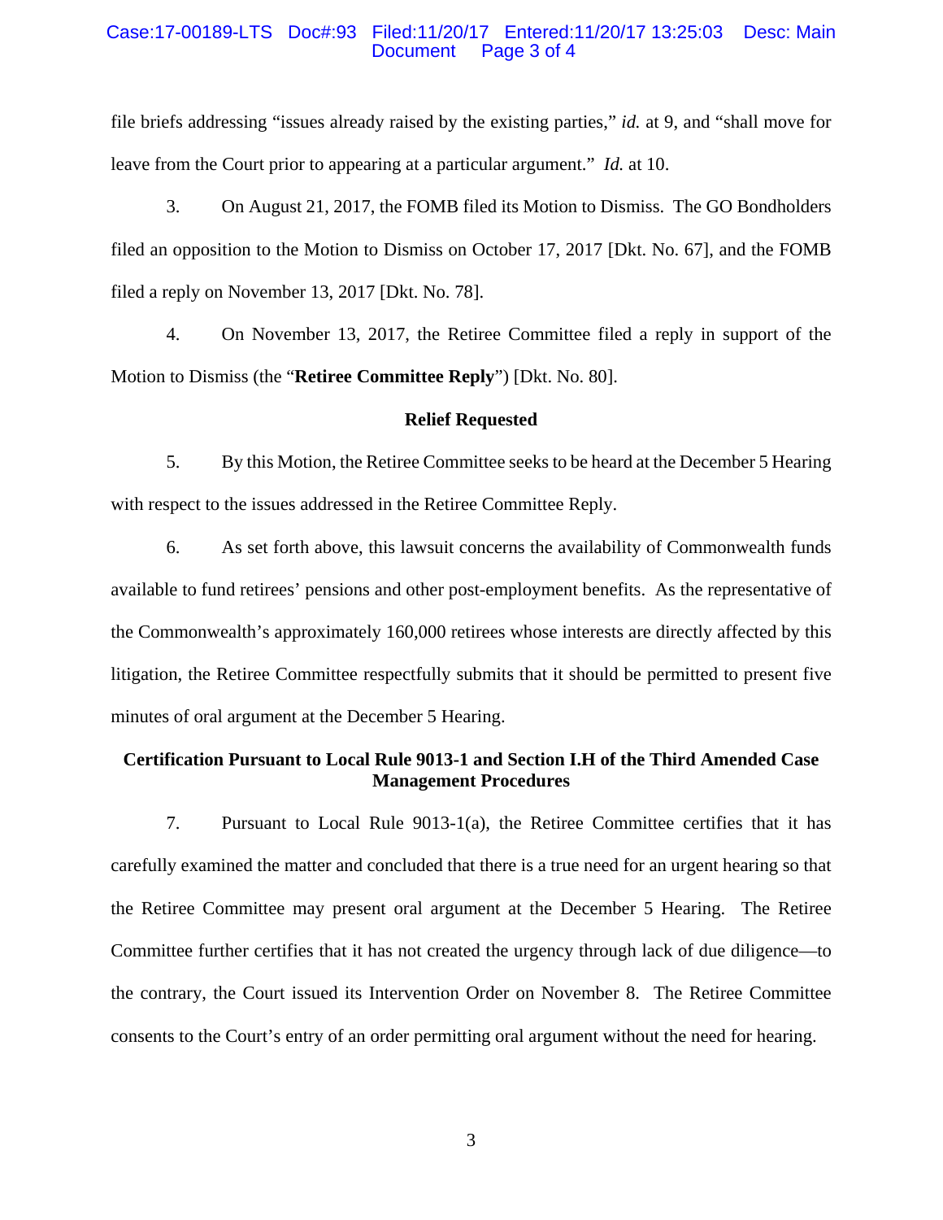file briefs addressing "issues already raised by the existing parties," *id.* at 9, and "shall move for leave from the Court prior to appearing at a particular argument." *Id.* at 10.

3. On August 21, 2017, the FOMB filed its Motion to Dismiss. The GO Bondholders filed an opposition to the Motion to Dismiss on October 17, 2017 [Dkt. No. 67], and the FOMB filed a reply on November 13, 2017 [Dkt. No. 78].

4. On November 13, 2017, the Retiree Committee filed a reply in support of the Motion to Dismiss (the "**Retiree Committee Reply**") [Dkt. No. 80].

**Relief Requested**

5. By this Motion, the Retiree Committee seeks to be heard at the December 5 Hearing with respect to the issues addressed in the Retiree Committee Reply.

6. As set forth above, this lawsuit concerns the availability of Commonwealth funds available to fund retirees' pensions and other post-employment benefits. As the representative of the Commonwealth's approximately 160,000 retirees whose interests are directly affected by this litigation, the Retiree Committee respectfully submits that it should be permitted to present five minutes of oral argument at the December 5 Hearing.

**Certification Pursuant to Local Rule 9013-1 and Section I.H of the Third Amended Case Management Procedures**

7. Pursuant to Local Rule 9013-1(a), the Retiree Committee certifies that it has carefully examined the matter and concluded that there is a true need for an urgent hearing so that the Retiree Committee may present oral argument at the December 5 Hearing. The Retiree Committee further certifies that it has not created the urgency through lack of due diligence—to the contrary, the Court issued its Intervention Order on November 8. The Retiree Committee consents to the Court's entry of an order permitting oral argument without the need for hearing.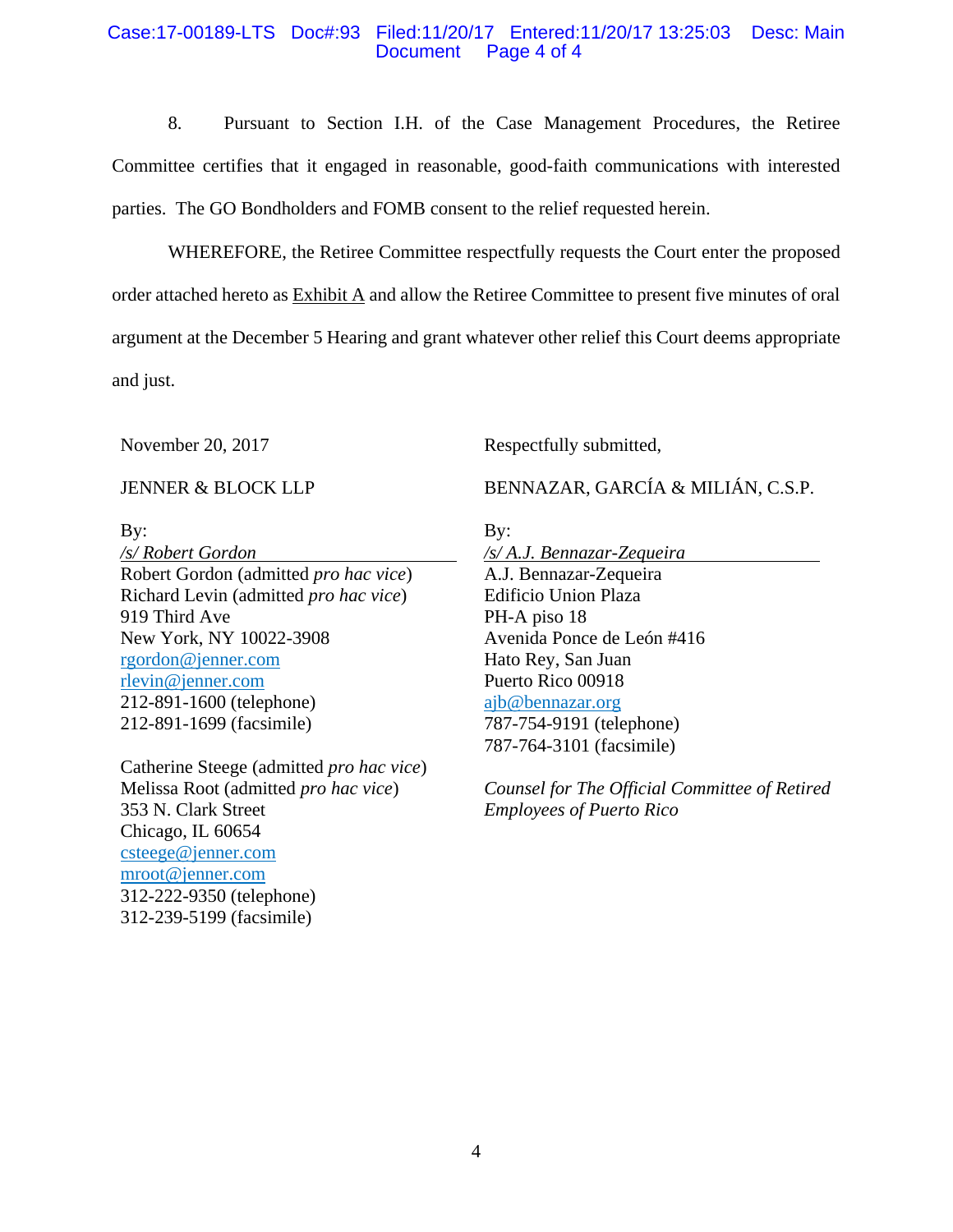8. Pursuant to Section I.H. of the Case Management Procedures, the Retiree Committee certifies that it engaged in reasonable, good-faith communications with interested parties. The GO Bondholders and FOMB consent to the relief requested herein.

WHEREFORE, the Retiree Committee respectfully requests the Court enter the proposed order attached hereto as Exhibit A and allow the Retiree Committee to present five minutes of oral argument at the December 5 Hearing and grant whatever other relief this Court deems appropriate and just.

November 20, 2017

Respectfully submitted,

JENNER & BLOCK LLP

By:
*/s/ Robert Gordon*
Robert Gordon (admitted *pro hac vice*)
Richard Levin (admitted *pro hac vice*)
919 Third Ave
New York, NY 10022-3908
rgordon@jenner.com
rlevin@jenner.com
212-891-1600 (telephone)
212-891-1699 (facsimile)

Catherine Steege (admitted *pro hac vice*)
Melissa Root (admitted *pro hac vice*)
353 N. Clark Street
Chicago, IL 60654
csteege@jenner.com
mroot@jenner.com
312-222-9350 (telephone)
312-239-5199 (facsimile)

BENNAZAR, GARCÍA & MILIÁN, C.S.P.

By:
*/s/ A.J. Bennazar-Zequeira*
A.J. Bennazar-Zequeira
Edificio Union Plaza
PH-A piso 18
Avenida Ponce de León #416
Hato Rey, San Juan
Puerto Rico 00918
ajb@bennazar.org
787-754-9191 (telephone)
787-764-3101 (facsimile)

*Counsel for The Official Committee of Retired Employees of Puerto Rico*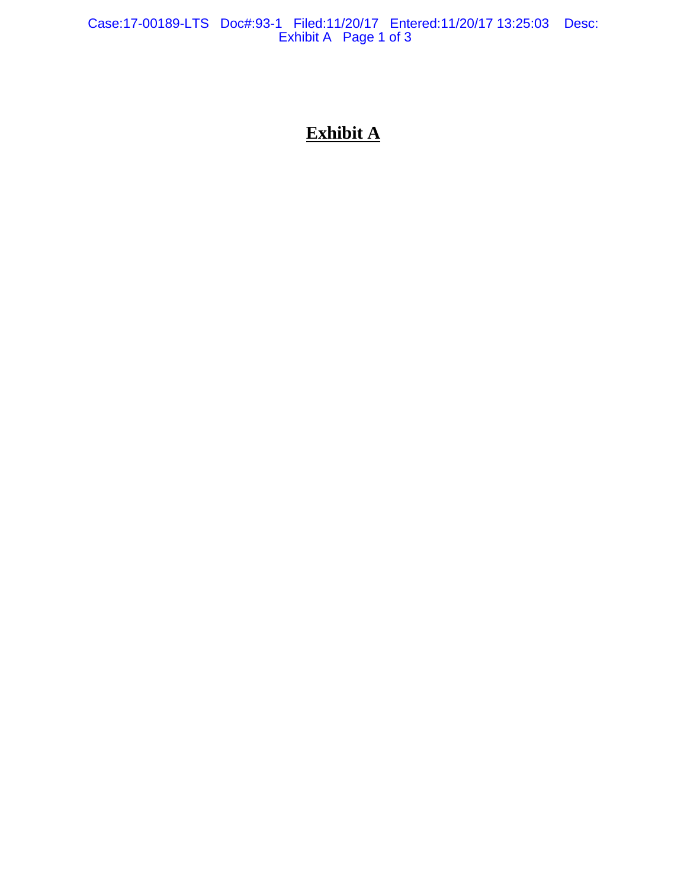# **Exhibit A**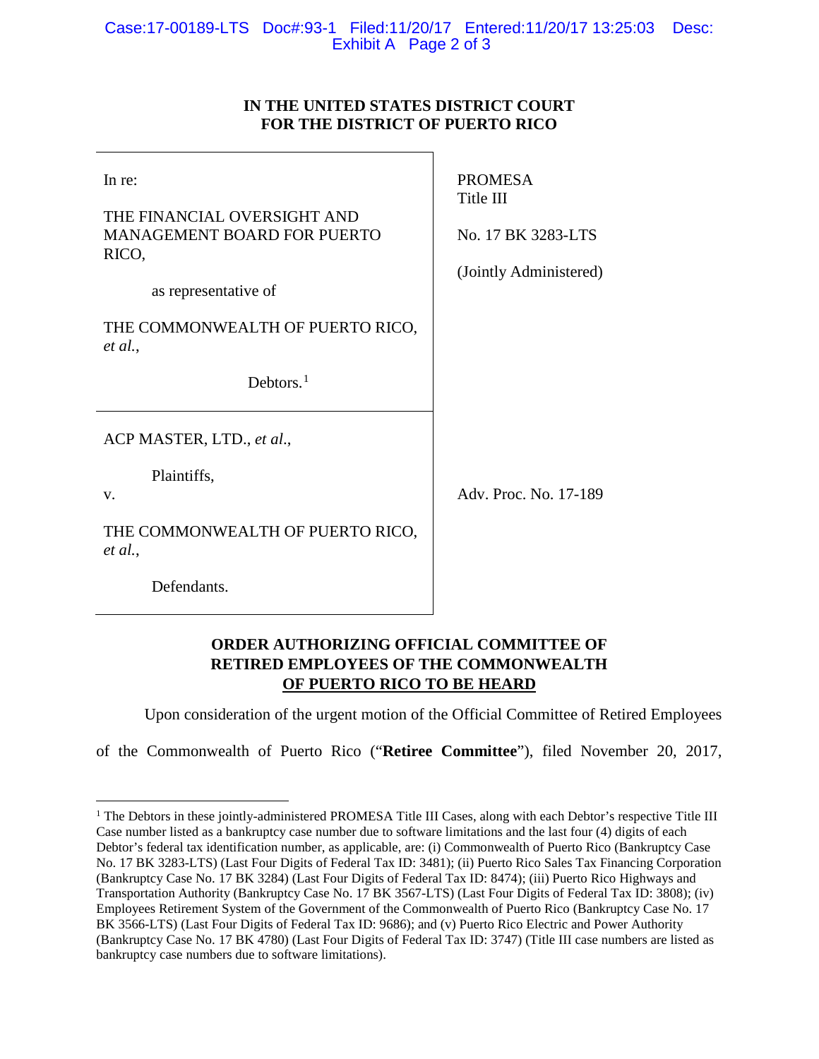**IN THE UNITED STATES DISTRICT COURT**
**FOR THE DISTRICT OF PUERTO RICO**

| | |
|---|---|
| In re:<br><br>THE FINANCIAL OVERSIGHT AND MANAGEMENT BOARD FOR PUERTO RICO,<br><br>as representative of<br><br>THE COMMONWEALTH OF PUERTO RICO, *et al.*,<br><br>Debtors.[1] | PROMESA<br>Title III<br><br>No. 17 BK 3283-LTS<br><br>(Jointly Administered) |
| ACP MASTER, LTD., *et al.*,<br><br>Plaintiffs,<br><br>v.<br><br>THE COMMONWEALTH OF PUERTO RICO, *et al.*,<br><br>Defendants. | Adv. Proc. No. 17-189 |

**ORDER AUTHORIZING OFFICIAL COMMITTEE OF RETIRED EMPLOYEES OF THE COMMONWEALTH OF PUERTO RICO TO BE HEARD**

Upon consideration of the urgent motion of the Official Committee of Retired Employees of the Commonwealth of Puerto Rico ("**Retiree Committee**"), filed November 20, 2017,

[1] The Debtors in these jointly-administered PROMESA Title III Cases, along with each Debtor's respective Title III Case number listed as a bankruptcy case number due to software limitations and the last four (4) digits of each Debtor's federal tax identification number, as applicable, are: (i) Commonwealth of Puerto Rico (Bankruptcy Case No. 17 BK 3283-LTS) (Last Four Digits of Federal Tax ID: 3481); (ii) Puerto Rico Sales Tax Financing Corporation (Bankruptcy Case No. 17 BK 3284) (Last Four Digits of Federal Tax ID: 8474); (iii) Puerto Rico Highways and Transportation Authority (Bankruptcy Case No. 17 BK 3567-LTS) (Last Four Digits of Federal Tax ID: 3808); (iv) Employees Retirement System of the Government of the Commonwealth of Puerto Rico (Bankruptcy Case No. 17 BK 3566-LTS) (Last Four Digits of Federal Tax ID: 9686); and (v) Puerto Rico Electric and Power Authority (Bankruptcy Case No. 17 BK 4780) (Last Four Digits of Federal Tax ID: 3747) (Title III case numbers are listed as bankruptcy case numbers due to software limitations).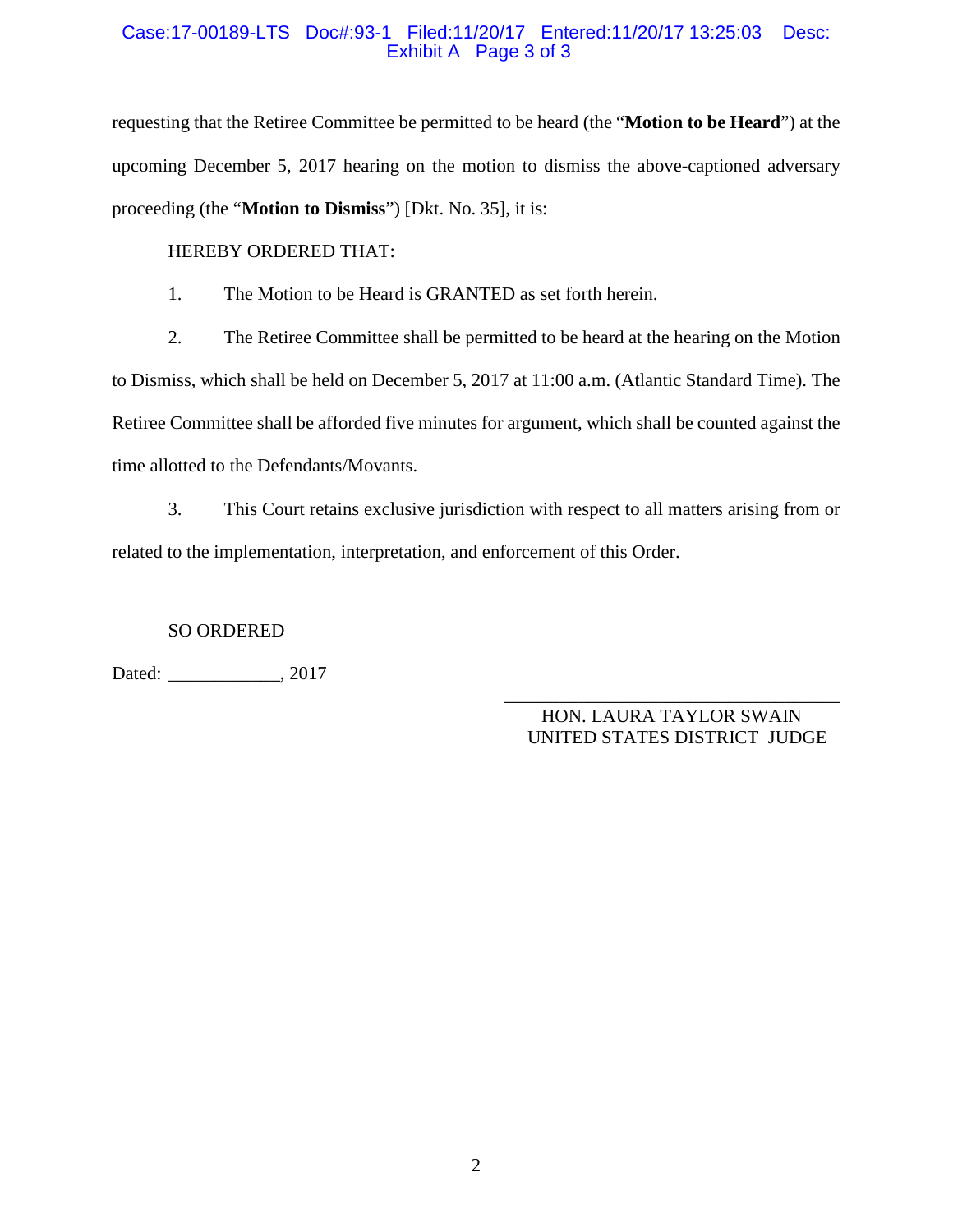requesting that the Retiree Committee be permitted to be heard (the "**Motion to be Heard**") at the upcoming December 5, 2017 hearing on the motion to dismiss the above-captioned adversary proceeding (the "**Motion to Dismiss**") [Dkt. No. 35], it is:

HEREBY ORDERED THAT:

1. The Motion to be Heard is GRANTED as set forth herein.

2. The Retiree Committee shall be permitted to be heard at the hearing on the Motion to Dismiss, which shall be held on December 5, 2017 at 11:00 a.m. (Atlantic Standard Time). The Retiree Committee shall be afforded five minutes for argument, which shall be counted against the time allotted to the Defendants/Movants.

3. This Court retains exclusive jurisdiction with respect to all matters arising from or related to the implementation, interpretation, and enforcement of this Order.

SO ORDERED

Dated: ____________, 2017

\_\_\_\_\_\_\_\_\_\_\_\_\_\_\_\_\_\_\_\_\_\_\_\_\_\_\_\_\_\_\_\_\_\_

HON. LAURA TAYLOR SWAIN
UNITED STATES DISTRICT JUDGE